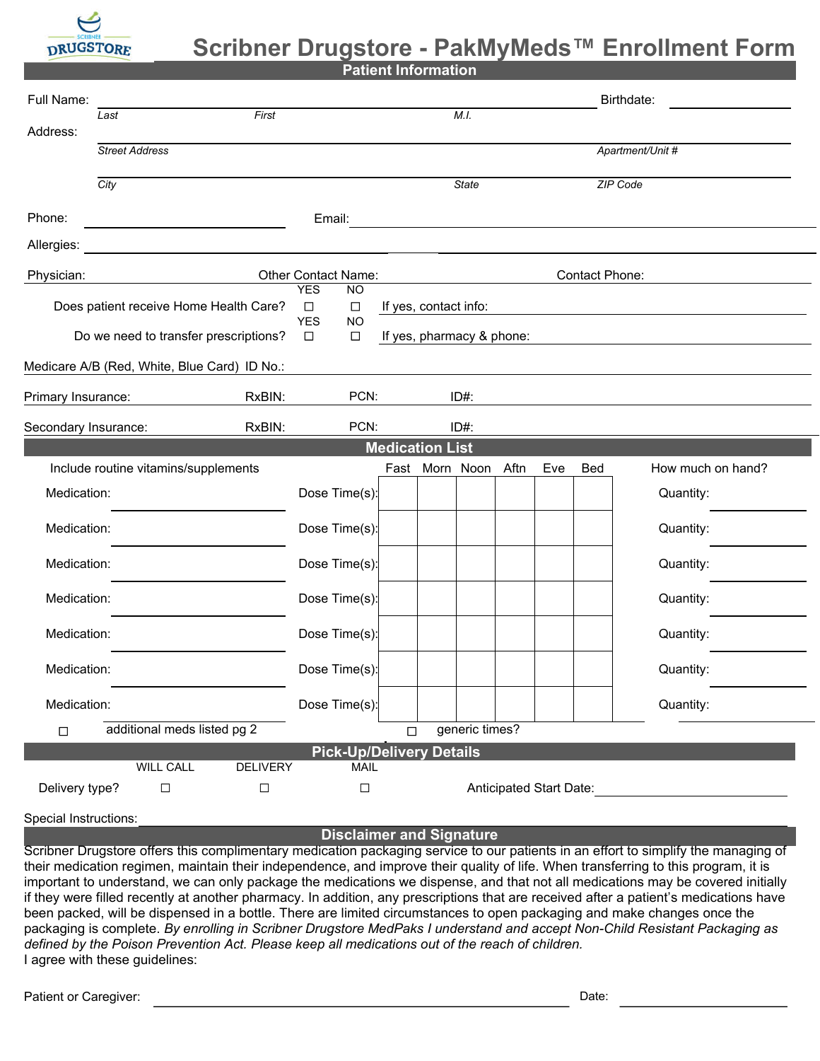# Scribner Drugstore - PakMyMeds™ Enrollment Form

## Patient Information

Full Name: ______________________________ Birthdate: ____________
Last First M.I.

Address: ______________________________
Street Address Apartment/Unit #

______________________________
City State ZIP Code

Phone: ____________ Email: ____________

Allergies: ____________

Physician: Other Contact Name: Contact Phone:

Does patient receive Home Health Care? YES ☐ NO ☐ If yes, contact info:

Do we need to transfer prescriptions? YES ☐ NO ☐ If yes, pharmacy & phone:

Medicare A/B (Red, White, Blue Card) ID No.:

Primary Insurance: RxBIN: PCN: ID#:

Secondary Insurance: RxBIN: PCN: ID#:

## Medication List

Include routine vitamins/supplements

| Medication | Dose Time(s) | Fast | Morn | Noon | Aftn | Eve | Bed | How much on hand? |
|---|---|---|---|---|---|---|---|---|
| Medication: | Dose Time(s): | | | | | | | Quantity: |
| Medication: | Dose Time(s): | | | | | | | Quantity: |
| Medication: | Dose Time(s): | | | | | | | Quantity: |
| Medication: | Dose Time(s): | | | | | | | Quantity: |
| Medication: | Dose Time(s): | | | | | | | Quantity: |
| Medication: | Dose Time(s): | | | | | | | Quantity: |
| Medication: | Dose Time(s): | | | | | | | Quantity: |

☐ additional meds listed pg 2 ☐ generic times?

## Pick-Up/Delivery Details

Delivery type? WILL CALL ☐ DELIVERY ☐ MAIL ☐ Anticipated Start Date: ____________

Special Instructions: ____________

## Disclaimer and Signature

Scribner Drugstore offers this complimentary medication packaging service to our patients in an effort to simplify the managing of their medication regimen, maintain their independence, and improve their quality of life. When transferring to this program, it is important to understand, we can only package the medications we dispense, and that not all medications may be covered initially if they were filled recently at another pharmacy. In addition, any prescriptions that are received after a patient's medications have been packed, will be dispensed in a bottle. There are limited circumstances to open packaging and make changes once the packaging is complete. *By enrolling in Scribner Drugstore MedPaks I understand and accept Non-Child Resistant Packaging as defined by the Poison Prevention Act. Please keep all medications out of the reach of children.*

I agree with these guidelines:

Patient or Caregiver: ______________________________ Date: ____________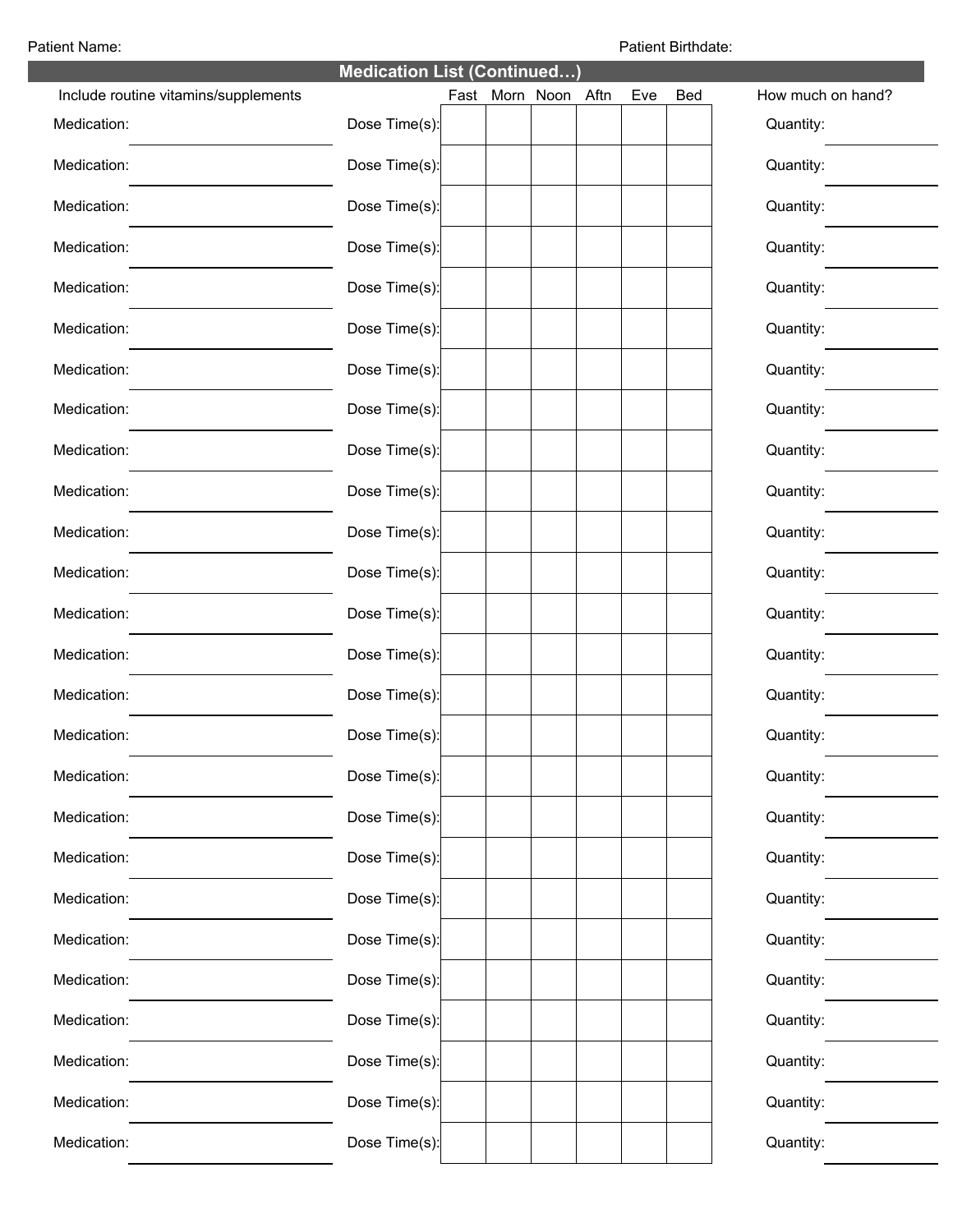Patient Name: Patient Birthdate:

## Medication List (Continued…)

| Include routine vitamins/supplements | | Fast | Morn | Noon | Aftn | Eve | Bed | How much on hand? |
|---|---|---|---|---|---|---|---|---|
| Medication: | Dose Time(s): | | | | | | | Quantity: |
| Medication: | Dose Time(s): | | | | | | | Quantity: |
| Medication: | Dose Time(s): | | | | | | | Quantity: |
| Medication: | Dose Time(s): | | | | | | | Quantity: |
| Medication: | Dose Time(s): | | | | | | | Quantity: |
| Medication: | Dose Time(s): | | | | | | | Quantity: |
| Medication: | Dose Time(s): | | | | | | | Quantity: |
| Medication: | Dose Time(s): | | | | | | | Quantity: |
| Medication: | Dose Time(s): | | | | | | | Quantity: |
| Medication: | Dose Time(s): | | | | | | | Quantity: |
| Medication: | Dose Time(s): | | | | | | | Quantity: |
| Medication: | Dose Time(s): | | | | | | | Quantity: |
| Medication: | Dose Time(s): | | | | | | | Quantity: |
| Medication: | Dose Time(s): | | | | | | | Quantity: |
| Medication: | Dose Time(s): | | | | | | | Quantity: |
| Medication: | Dose Time(s): | | | | | | | Quantity: |
| Medication: | Dose Time(s): | | | | | | | Quantity: |
| Medication: | Dose Time(s): | | | | | | | Quantity: |
| Medication: | Dose Time(s): | | | | | | | Quantity: |
| Medication: | Dose Time(s): | | | | | | | Quantity: |
| Medication: | Dose Time(s): | | | | | | | Quantity: |
| Medication: | Dose Time(s): | | | | | | | Quantity: |
| Medication: | Dose Time(s): | | | | | | | Quantity: |
| Medication: | Dose Time(s): | | | | | | | Quantity: |
| Medication: | Dose Time(s): | | | | | | | Quantity: |
| Medication: | Dose Time(s): | | | | | | | Quantity: |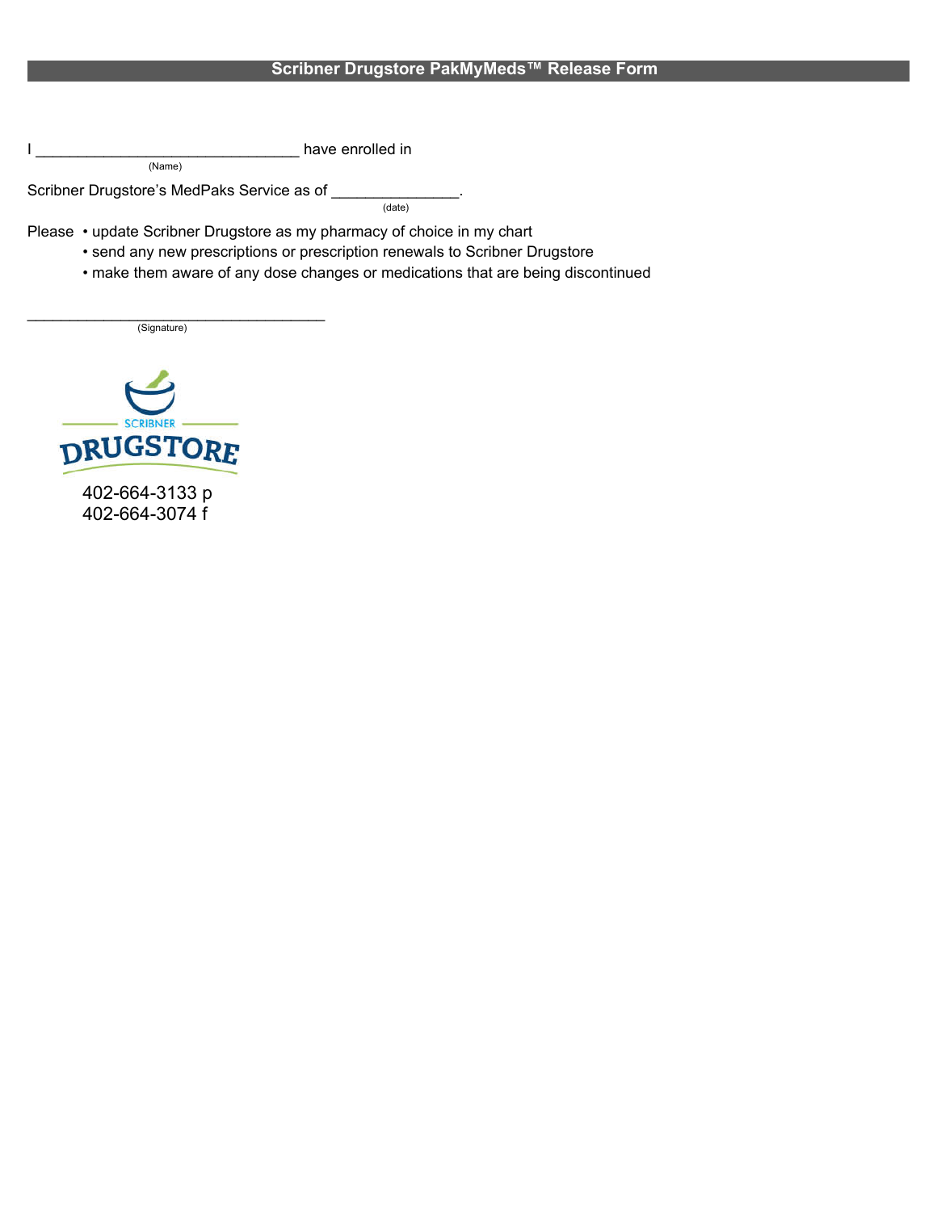# Scribner Drugstore PakMyMeds™ Release Form

I ______________________________ have enrolled in
(Name)

Scribner Drugstore's MedPaks Service as of _______________.
(date)

Please
- update Scribner Drugstore as my pharmacy of choice in my chart
- send any new prescriptions or prescription renewals to Scribner Drugstore
- make them aware of any dose changes or medications that are being discontinued

__________________________________
(Signature)

SCRIBNER
DRUGSTORE

402-664-3133 p
402-664-3074 f